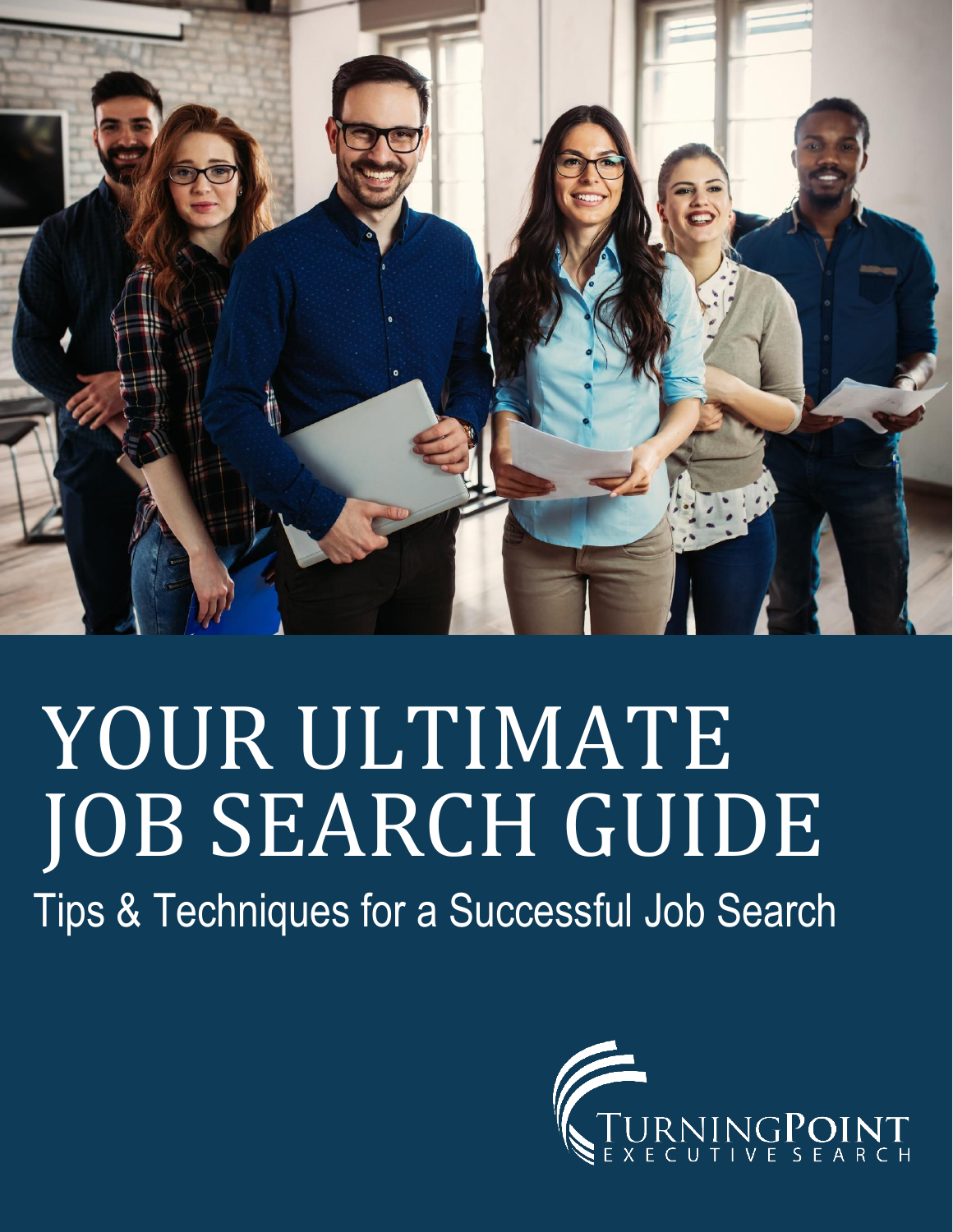# YOUR ULTIMATE JOB SEARCH GUIDE

Tips & Techniques for a Successful Job Search

TURNINGPOINT EXECUTIVE SEARCH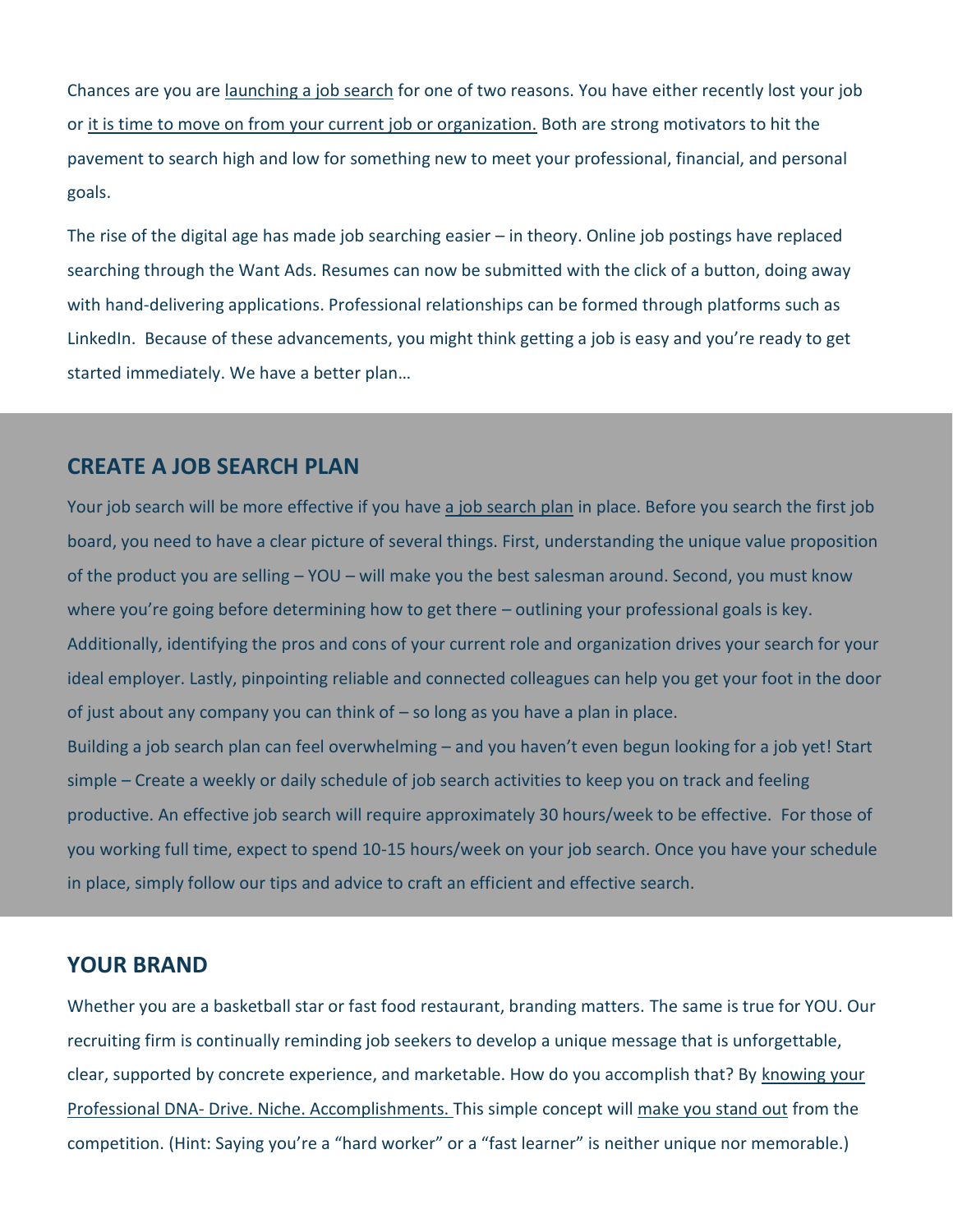Chances are you are launching a job search for one of two reasons. You have either recently lost your job or it is time to move on from your current job or organization. Both are strong motivators to hit the pavement to search high and low for something new to meet your professional, financial, and personal goals.

The rise of the digital age has made job searching easier – in theory. Online job postings have replaced searching through the Want Ads. Resumes can now be submitted with the click of a button, doing away with hand-delivering applications. Professional relationships can be formed through platforms such as LinkedIn. Because of these advancements, you might think getting a job is easy and you're ready to get started immediately. We have a better plan…

## CREATE A JOB SEARCH PLAN

Your job search will be more effective if you have a job search plan in place. Before you search the first job board, you need to have a clear picture of several things. First, understanding the unique value proposition of the product you are selling – YOU – will make you the best salesman around. Second, you must know where you're going before determining how to get there – outlining your professional goals is key. Additionally, identifying the pros and cons of your current role and organization drives your search for your ideal employer. Lastly, pinpointing reliable and connected colleagues can help you get your foot in the door of just about any company you can think of – so long as you have a plan in place.

Building a job search plan can feel overwhelming – and you haven't even begun looking for a job yet! Start simple – Create a weekly or daily schedule of job search activities to keep you on track and feeling productive. An effective job search will require approximately 30 hours/week to be effective. For those of you working full time, expect to spend 10-15 hours/week on your job search. Once you have your schedule in place, simply follow our tips and advice to craft an efficient and effective search.

## YOUR BRAND

Whether you are a basketball star or fast food restaurant, branding matters. The same is true for YOU. Our recruiting firm is continually reminding job seekers to develop a unique message that is unforgettable, clear, supported by concrete experience, and marketable. How do you accomplish that? By knowing your Professional DNA- Drive. Niche. Accomplishments. This simple concept will make you stand out from the competition. (Hint: Saying you're a "hard worker" or a "fast learner" is neither unique nor memorable.)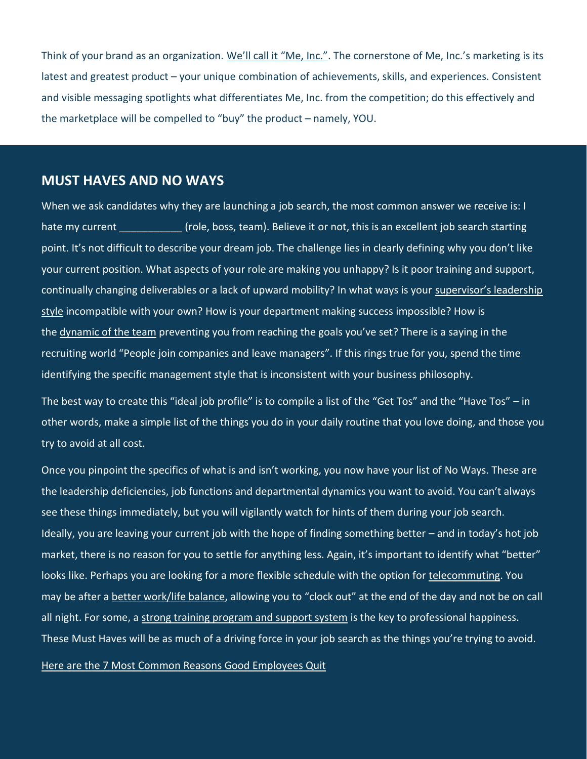Think of your brand as an organization. We'll call it "Me, Inc.". The cornerstone of Me, Inc.'s marketing is its latest and greatest product – your unique combination of achievements, skills, and experiences. Consistent and visible messaging spotlights what differentiates Me, Inc. from the competition; do this effectively and the marketplace will be compelled to "buy" the product – namely, YOU.

## MUST HAVES AND NO WAYS

When we ask candidates why they are launching a job search, the most common answer we receive is: I hate my current ___________ (role, boss, team). Believe it or not, this is an excellent job search starting point. It's not difficult to describe your dream job. The challenge lies in clearly defining why you don't like your current position. What aspects of your role are making you unhappy? Is it poor training and support, continually changing deliverables or a lack of upward mobility? In what ways is your supervisor's leadership style incompatible with your own? How is your department making success impossible? How is the dynamic of the team preventing you from reaching the goals you've set? There is a saying in the recruiting world "People join companies and leave managers". If this rings true for you, spend the time identifying the specific management style that is inconsistent with your business philosophy.

The best way to create this "ideal job profile" is to compile a list of the "Get Tos" and the "Have Tos" – in other words, make a simple list of the things you do in your daily routine that you love doing, and those you try to avoid at all cost.

Once you pinpoint the specifics of what is and isn't working, you now have your list of No Ways. These are the leadership deficiencies, job functions and departmental dynamics you want to avoid. You can't always see these things immediately, but you will vigilantly watch for hints of them during your job search. Ideally, you are leaving your current job with the hope of finding something better – and in today's hot job market, there is no reason for you to settle for anything less. Again, it's important to identify what "better" looks like. Perhaps you are looking for a more flexible schedule with the option for telecommuting. You may be after a better work/life balance, allowing you to "clock out" at the end of the day and not be on call all night. For some, a strong training program and support system is the key to professional happiness. These Must Haves will be as much of a driving force in your job search as the things you're trying to avoid.

Here are the 7 Most Common Reasons Good Employees Quit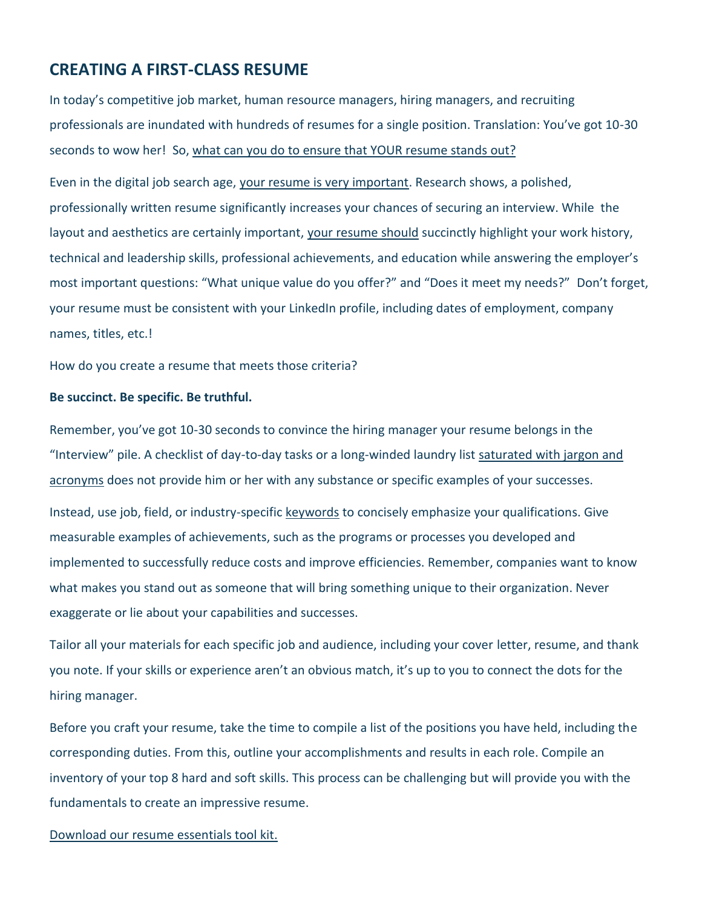## CREATING A FIRST-CLASS RESUME

In today's competitive job market, human resource managers, hiring managers, and recruiting professionals are inundated with hundreds of resumes for a single position. Translation: You've got 10-30 seconds to wow her! So, what can you do to ensure that YOUR resume stands out?

Even in the digital job search age, your resume is very important. Research shows, a polished, professionally written resume significantly increases your chances of securing an interview. While the layout and aesthetics are certainly important, your resume should succinctly highlight your work history, technical and leadership skills, professional achievements, and education while answering the employer's most important questions: "What unique value do you offer?" and "Does it meet my needs?" Don't forget, your resume must be consistent with your LinkedIn profile, including dates of employment, company names, titles, etc.!

How do you create a resume that meets those criteria?

**Be succinct. Be specific. Be truthful.**

Remember, you've got 10-30 seconds to convince the hiring manager your resume belongs in the "Interview" pile. A checklist of day-to-day tasks or a long-winded laundry list saturated with jargon and acronyms does not provide him or her with any substance or specific examples of your successes.

Instead, use job, field, or industry-specific keywords to concisely emphasize your qualifications. Give measurable examples of achievements, such as the programs or processes you developed and implemented to successfully reduce costs and improve efficiencies. Remember, companies want to know what makes you stand out as someone that will bring something unique to their organization. Never exaggerate or lie about your capabilities and successes.

Tailor all your materials for each specific job and audience, including your cover letter, resume, and thank you note. If your skills or experience aren't an obvious match, it's up to you to connect the dots for the hiring manager.

Before you craft your resume, take the time to compile a list of the positions you have held, including the corresponding duties. From this, outline your accomplishments and results in each role. Compile an inventory of your top 8 hard and soft skills. This process can be challenging but will provide you with the fundamentals to create an impressive resume.

Download our resume essentials tool kit.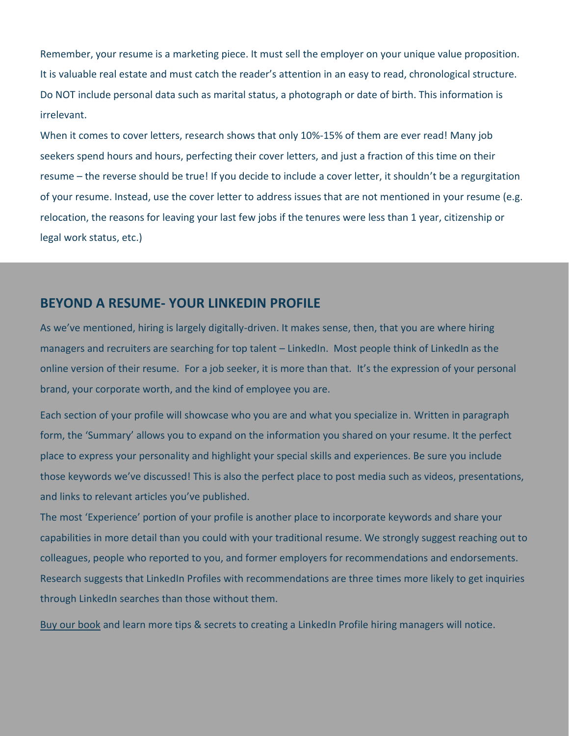Remember, your resume is a marketing piece. It must sell the employer on your unique value proposition. It is valuable real estate and must catch the reader's attention in an easy to read, chronological structure. Do NOT include personal data such as marital status, a photograph or date of birth. This information is irrelevant.

When it comes to cover letters, research shows that only 10%-15% of them are ever read! Many job seekers spend hours and hours, perfecting their cover letters, and just a fraction of this time on their resume – the reverse should be true! If you decide to include a cover letter, it shouldn't be a regurgitation of your resume. Instead, use the cover letter to address issues that are not mentioned in your resume (e.g. relocation, the reasons for leaving your last few jobs if the tenures were less than 1 year, citizenship or legal work status, etc.)

## BEYOND A RESUME- YOUR LINKEDIN PROFILE

As we've mentioned, hiring is largely digitally-driven. It makes sense, then, that you are where hiring managers and recruiters are searching for top talent – LinkedIn. Most people think of LinkedIn as the online version of their resume. For a job seeker, it is more than that. It's the expression of your personal brand, your corporate worth, and the kind of employee you are.

Each section of your profile will showcase who you are and what you specialize in. Written in paragraph form, the 'Summary' allows you to expand on the information you shared on your resume. It the perfect place to express your personality and highlight your special skills and experiences. Be sure you include those keywords we've discussed! This is also the perfect place to post media such as videos, presentations, and links to relevant articles you've published.

The most 'Experience' portion of your profile is another place to incorporate keywords and share your capabilities in more detail than you could with your traditional resume. We strongly suggest reaching out to colleagues, people who reported to you, and former employers for recommendations and endorsements. Research suggests that LinkedIn Profiles with recommendations are three times more likely to get inquiries through LinkedIn searches than those without them.

Buy our book and learn more tips & secrets to creating a LinkedIn Profile hiring managers will notice.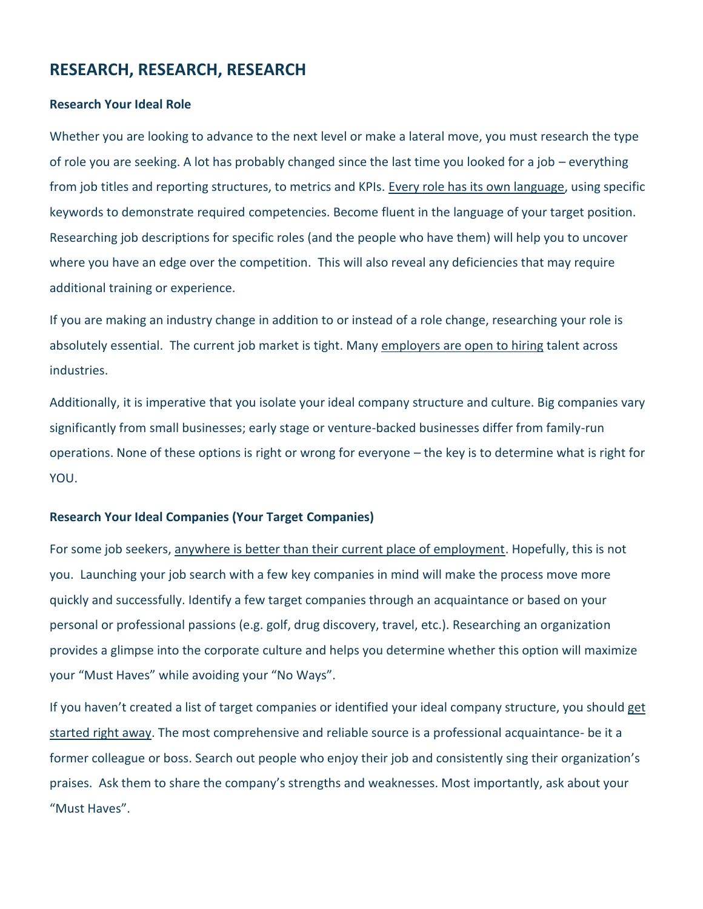## RESEARCH, RESEARCH, RESEARCH

### Research Your Ideal Role

Whether you are looking to advance to the next level or make a lateral move, you must research the type of role you are seeking. A lot has probably changed since the last time you looked for a job – everything from job titles and reporting structures, to metrics and KPIs. Every role has its own language, using specific keywords to demonstrate required competencies. Become fluent in the language of your target position. Researching job descriptions for specific roles (and the people who have them) will help you to uncover where you have an edge over the competition. This will also reveal any deficiencies that may require additional training or experience.

If you are making an industry change in addition to or instead of a role change, researching your role is absolutely essential. The current job market is tight. Many employers are open to hiring talent across industries.

Additionally, it is imperative that you isolate your ideal company structure and culture. Big companies vary significantly from small businesses; early stage or venture-backed businesses differ from family-run operations. None of these options is right or wrong for everyone – the key is to determine what is right for YOU.

### Research Your Ideal Companies (Your Target Companies)

For some job seekers, anywhere is better than their current place of employment. Hopefully, this is not you. Launching your job search with a few key companies in mind will make the process move more quickly and successfully. Identify a few target companies through an acquaintance or based on your personal or professional passions (e.g. golf, drug discovery, travel, etc.). Researching an organization provides a glimpse into the corporate culture and helps you determine whether this option will maximize your "Must Haves" while avoiding your "No Ways".

If you haven't created a list of target companies or identified your ideal company structure, you should get started right away. The most comprehensive and reliable source is a professional acquaintance- be it a former colleague or boss. Search out people who enjoy their job and consistently sing their organization's praises. Ask them to share the company's strengths and weaknesses. Most importantly, ask about your "Must Haves".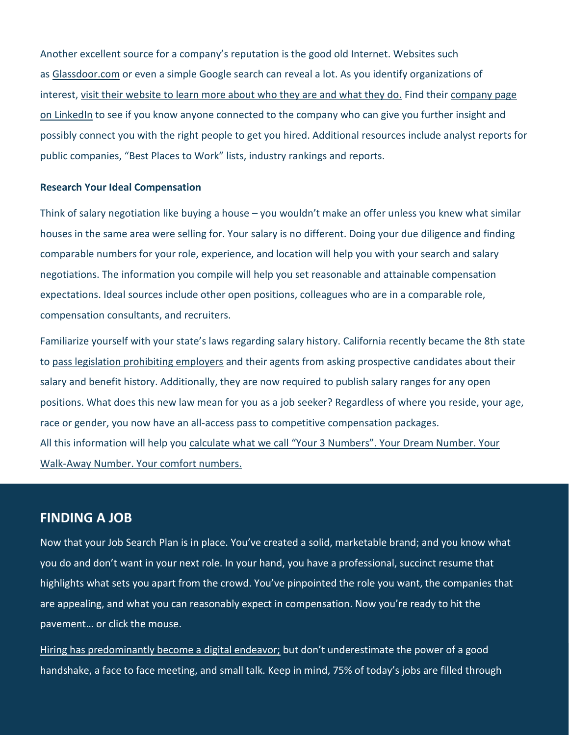Another excellent source for a company's reputation is the good old Internet. Websites such as Glassdoor.com or even a simple Google search can reveal a lot. As you identify organizations of interest, visit their website to learn more about who they are and what they do. Find their company page on LinkedIn to see if you know anyone connected to the company who can give you further insight and possibly connect you with the right people to get you hired. Additional resources include analyst reports for public companies, "Best Places to Work" lists, industry rankings and reports.

**Research Your Ideal Compensation**

Think of salary negotiation like buying a house – you wouldn't make an offer unless you knew what similar houses in the same area were selling for. Your salary is no different. Doing your due diligence and finding comparable numbers for your role, experience, and location will help you with your search and salary negotiations. The information you compile will help you set reasonable and attainable compensation expectations. Ideal sources include other open positions, colleagues who are in a comparable role, compensation consultants, and recruiters.

Familiarize yourself with your state's laws regarding salary history. California recently became the 8th state to pass legislation prohibiting employers and their agents from asking prospective candidates about their salary and benefit history. Additionally, they are now required to publish salary ranges for any open positions. What does this new law mean for you as a job seeker? Regardless of where you reside, your age, race or gender, you now have an all-access pass to competitive compensation packages.
All this information will help you calculate what we call "Your 3 Numbers". Your Dream Number. Your Walk-Away Number. Your comfort numbers.

## FINDING A JOB

Now that your Job Search Plan is in place. You've created a solid, marketable brand; and you know what you do and don't want in your next role. In your hand, you have a professional, succinct resume that highlights what sets you apart from the crowd. You've pinpointed the role you want, the companies that are appealing, and what you can reasonably expect in compensation. Now you're ready to hit the pavement… or click the mouse.

Hiring has predominantly become a digital endeavor; but don't underestimate the power of a good handshake, a face to face meeting, and small talk. Keep in mind, 75% of today's jobs are filled through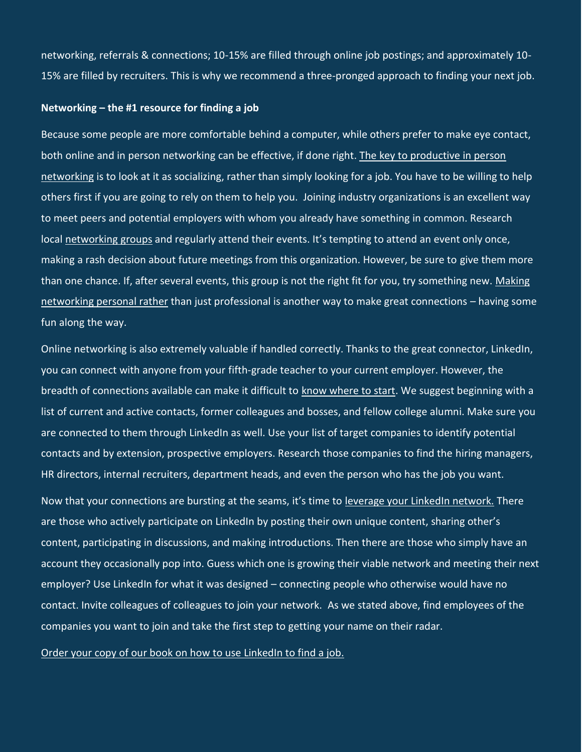networking, referrals & connections; 10-15% are filled through online job postings; and approximately 10-15% are filled by recruiters. This is why we recommend a three-pronged approach to finding your next job.

**Networking – the #1 resource for finding a job**

Because some people are more comfortable behind a computer, while others prefer to make eye contact, both online and in person networking can be effective, if done right. The key to productive in person networking is to look at it as socializing, rather than simply looking for a job. You have to be willing to help others first if you are going to rely on them to help you. Joining industry organizations is an excellent way to meet peers and potential employers with whom you already have something in common. Research local networking groups and regularly attend their events. It's tempting to attend an event only once, making a rash decision about future meetings from this organization. However, be sure to give them more than one chance. If, after several events, this group is not the right fit for you, try something new. Making networking personal rather than just professional is another way to make great connections – having some fun along the way.

Online networking is also extremely valuable if handled correctly. Thanks to the great connector, LinkedIn, you can connect with anyone from your fifth-grade teacher to your current employer. However, the breadth of connections available can make it difficult to know where to start. We suggest beginning with a list of current and active contacts, former colleagues and bosses, and fellow college alumni. Make sure you are connected to them through LinkedIn as well. Use your list of target companies to identify potential contacts and by extension, prospective employers. Research those companies to find the hiring managers, HR directors, internal recruiters, department heads, and even the person who has the job you want.

Now that your connections are bursting at the seams, it's time to leverage your LinkedIn network. There are those who actively participate on LinkedIn by posting their own unique content, sharing other's content, participating in discussions, and making introductions. Then there are those who simply have an account they occasionally pop into. Guess which one is growing their viable network and meeting their next employer? Use LinkedIn for what it was designed – connecting people who otherwise would have no contact. Invite colleagues of colleagues to join your network. As we stated above, find employees of the companies you want to join and take the first step to getting your name on their radar.

Order your copy of our book on how to use LinkedIn to find a job.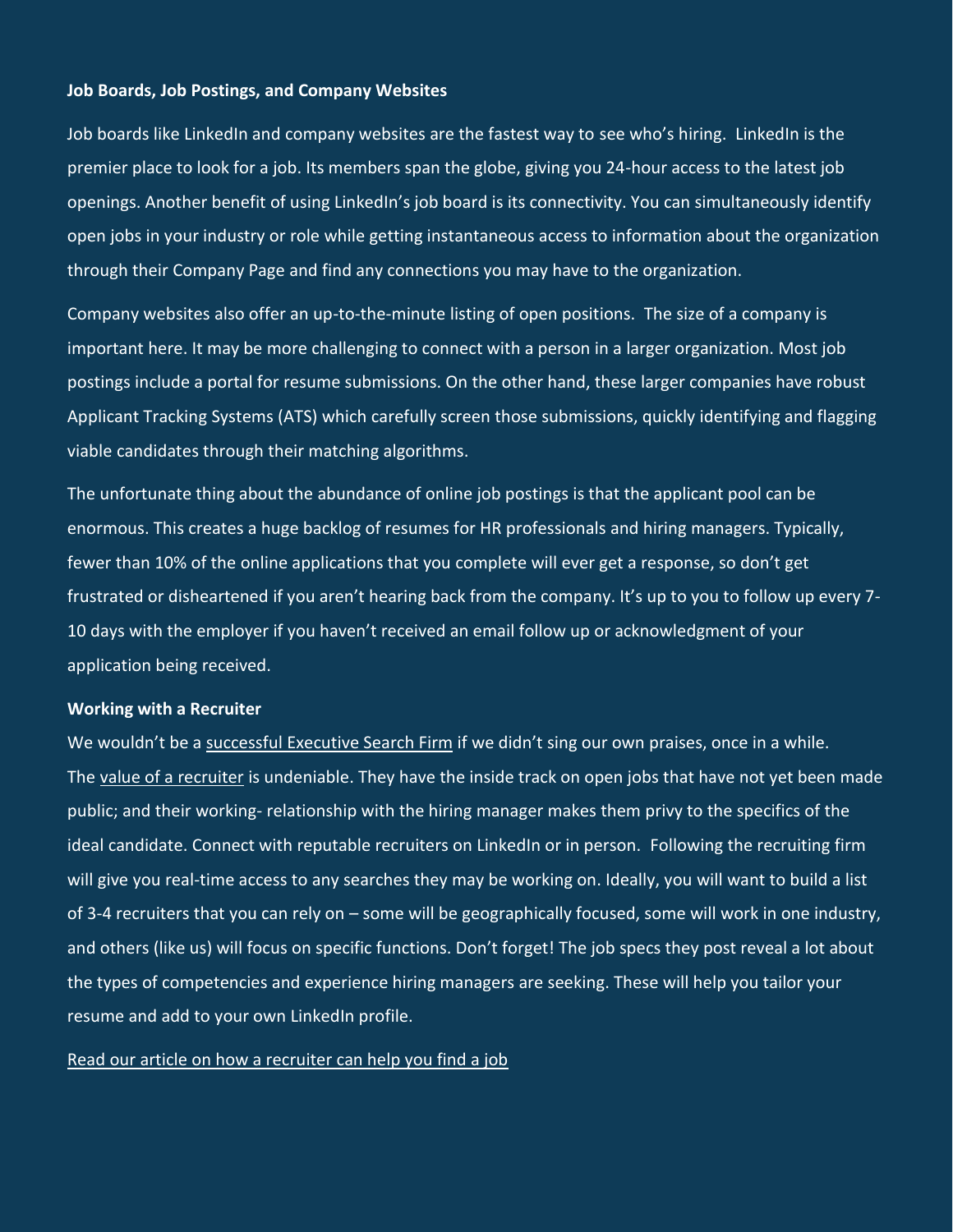**Job Boards, Job Postings, and Company Websites**

Job boards like LinkedIn and company websites are the fastest way to see who's hiring. LinkedIn is the premier place to look for a job. Its members span the globe, giving you 24-hour access to the latest job openings. Another benefit of using LinkedIn's job board is its connectivity. You can simultaneously identify open jobs in your industry or role while getting instantaneous access to information about the organization through their Company Page and find any connections you may have to the organization.

Company websites also offer an up-to-the-minute listing of open positions. The size of a company is important here. It may be more challenging to connect with a person in a larger organization. Most job postings include a portal for resume submissions. On the other hand, these larger companies have robust Applicant Tracking Systems (ATS) which carefully screen those submissions, quickly identifying and flagging viable candidates through their matching algorithms.

The unfortunate thing about the abundance of online job postings is that the applicant pool can be enormous. This creates a huge backlog of resumes for HR professionals and hiring managers. Typically, fewer than 10% of the online applications that you complete will ever get a response, so don't get frustrated or disheartened if you aren't hearing back from the company. It's up to you to follow up every 7-10 days with the employer if you haven't received an email follow up or acknowledgment of your application being received.

**Working with a Recruiter**

We wouldn't be a successful Executive Search Firm if we didn't sing our own praises, once in a while. The value of a recruiter is undeniable. They have the inside track on open jobs that have not yet been made public; and their working- relationship with the hiring manager makes them privy to the specifics of the ideal candidate. Connect with reputable recruiters on LinkedIn or in person. Following the recruiting firm will give you real-time access to any searches they may be working on. Ideally, you will want to build a list of 3-4 recruiters that you can rely on – some will be geographically focused, some will work in one industry, and others (like us) will focus on specific functions. Don't forget! The job specs they post reveal a lot about the types of competencies and experience hiring managers are seeking. These will help you tailor your resume and add to your own LinkedIn profile.

Read our article on how a recruiter can help you find a job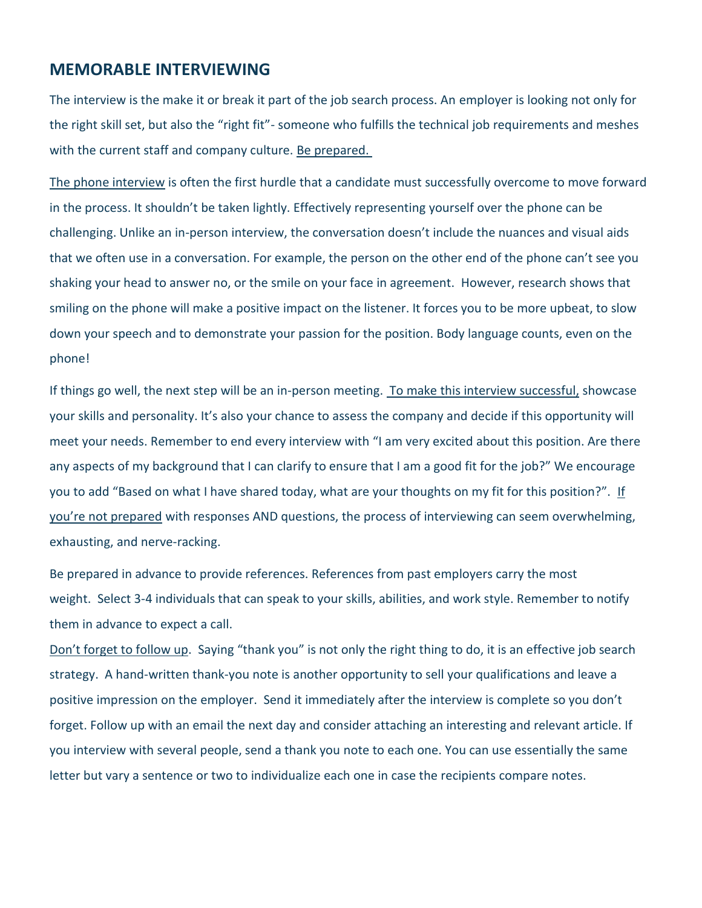## MEMORABLE INTERVIEWING

The interview is the make it or break it part of the job search process. An employer is looking not only for the right skill set, but also the "right fit"- someone who fulfills the technical job requirements and meshes with the current staff and company culture. Be prepared.

The phone interview is often the first hurdle that a candidate must successfully overcome to move forward in the process. It shouldn't be taken lightly. Effectively representing yourself over the phone can be challenging. Unlike an in-person interview, the conversation doesn't include the nuances and visual aids that we often use in a conversation. For example, the person on the other end of the phone can't see you shaking your head to answer no, or the smile on your face in agreement. However, research shows that smiling on the phone will make a positive impact on the listener. It forces you to be more upbeat, to slow down your speech and to demonstrate your passion for the position. Body language counts, even on the phone!

If things go well, the next step will be an in-person meeting. To make this interview successful, showcase your skills and personality. It's also your chance to assess the company and decide if this opportunity will meet your needs. Remember to end every interview with "I am very excited about this position. Are there any aspects of my background that I can clarify to ensure that I am a good fit for the job?" We encourage you to add "Based on what I have shared today, what are your thoughts on my fit for this position?". If you're not prepared with responses AND questions, the process of interviewing can seem overwhelming, exhausting, and nerve-racking.

Be prepared in advance to provide references. References from past employers carry the most weight. Select 3-4 individuals that can speak to your skills, abilities, and work style. Remember to notify them in advance to expect a call.

Don't forget to follow up. Saying "thank you" is not only the right thing to do, it is an effective job search strategy. A hand-written thank-you note is another opportunity to sell your qualifications and leave a positive impression on the employer. Send it immediately after the interview is complete so you don't forget. Follow up with an email the next day and consider attaching an interesting and relevant article. If you interview with several people, send a thank you note to each one. You can use essentially the same letter but vary a sentence or two to individualize each one in case the recipients compare notes.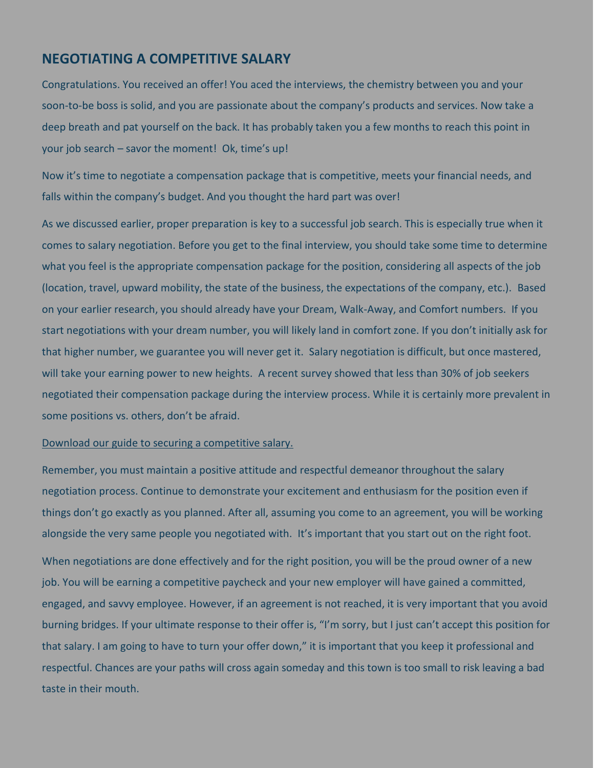## NEGOTIATING A COMPETITIVE SALARY

Congratulations. You received an offer! You aced the interviews, the chemistry between you and your soon-to-be boss is solid, and you are passionate about the company's products and services. Now take a deep breath and pat yourself on the back. It has probably taken you a few months to reach this point in your job search – savor the moment! Ok, time's up!

Now it's time to negotiate a compensation package that is competitive, meets your financial needs, and falls within the company's budget. And you thought the hard part was over!

As we discussed earlier, proper preparation is key to a successful job search. This is especially true when it comes to salary negotiation. Before you get to the final interview, you should take some time to determine what you feel is the appropriate compensation package for the position, considering all aspects of the job (location, travel, upward mobility, the state of the business, the expectations of the company, etc.). Based on your earlier research, you should already have your Dream, Walk-Away, and Comfort numbers. If you start negotiations with your dream number, you will likely land in comfort zone. If you don't initially ask for that higher number, we guarantee you will never get it. Salary negotiation is difficult, but once mastered, will take your earning power to new heights. A recent survey showed that less than 30% of job seekers negotiated their compensation package during the interview process. While it is certainly more prevalent in some positions vs. others, don't be afraid.

Download our guide to securing a competitive salary.

Remember, you must maintain a positive attitude and respectful demeanor throughout the salary negotiation process. Continue to demonstrate your excitement and enthusiasm for the position even if things don't go exactly as you planned. After all, assuming you come to an agreement, you will be working alongside the very same people you negotiated with. It's important that you start out on the right foot.

When negotiations are done effectively and for the right position, you will be the proud owner of a new job. You will be earning a competitive paycheck and your new employer will have gained a committed, engaged, and savvy employee. However, if an agreement is not reached, it is very important that you avoid burning bridges. If your ultimate response to their offer is, "I'm sorry, but I just can't accept this position for that salary. I am going to have to turn your offer down," it is important that you keep it professional and respectful. Chances are your paths will cross again someday and this town is too small to risk leaving a bad taste in their mouth.